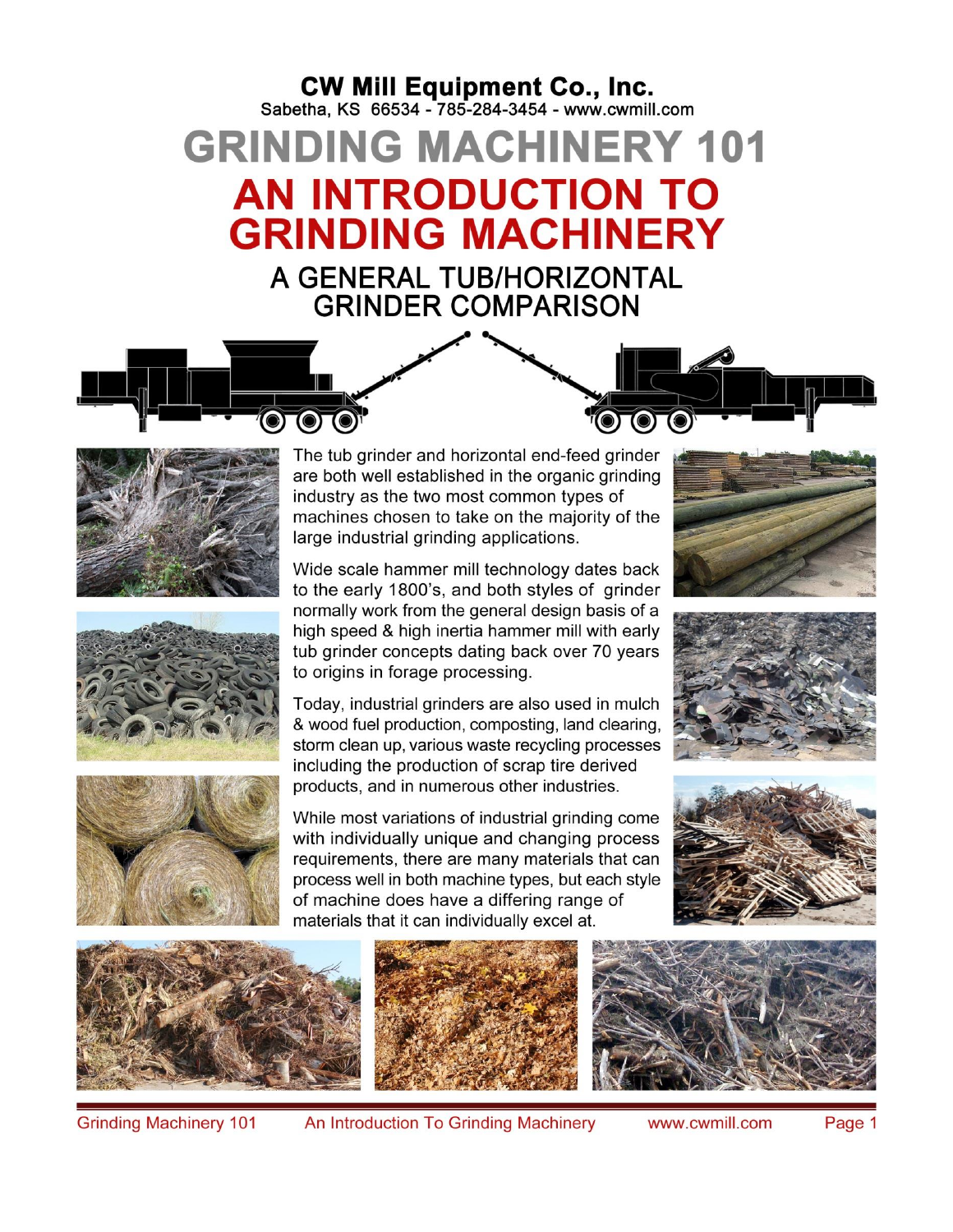**CW Mill Equipment Co., Inc.**
Sabetha, KS 66534 - 785-284-3454 - www.cwmill.com

# GRINDING MACHINERY 101

# AN INTRODUCTION TO GRINDING MACHINERY

## A GENERAL TUB/HORIZONTAL GRINDER COMPARISON

The tub grinder and horizontal end-feed grinder are both well established in the organic grinding industry as the two most common types of machines chosen to take on the majority of the large industrial grinding applications.

Wide scale hammer mill technology dates back to the early 1800's, and both styles of grinder normally work from the general design basis of a high speed & high inertia hammer mill with early tub grinder concepts dating back over 70 years to origins in forage processing.

Today, industrial grinders are also used in mulch & wood fuel production, composting, land clearing, storm clean up, various waste recycling processes including the production of scrap tire derived products, and in numerous other industries.

While most variations of industrial grinding come with individually unique and changing process requirements, there are many materials that can process well in both machine types, but each style of machine does have a differing range of materials that it can individually excel at.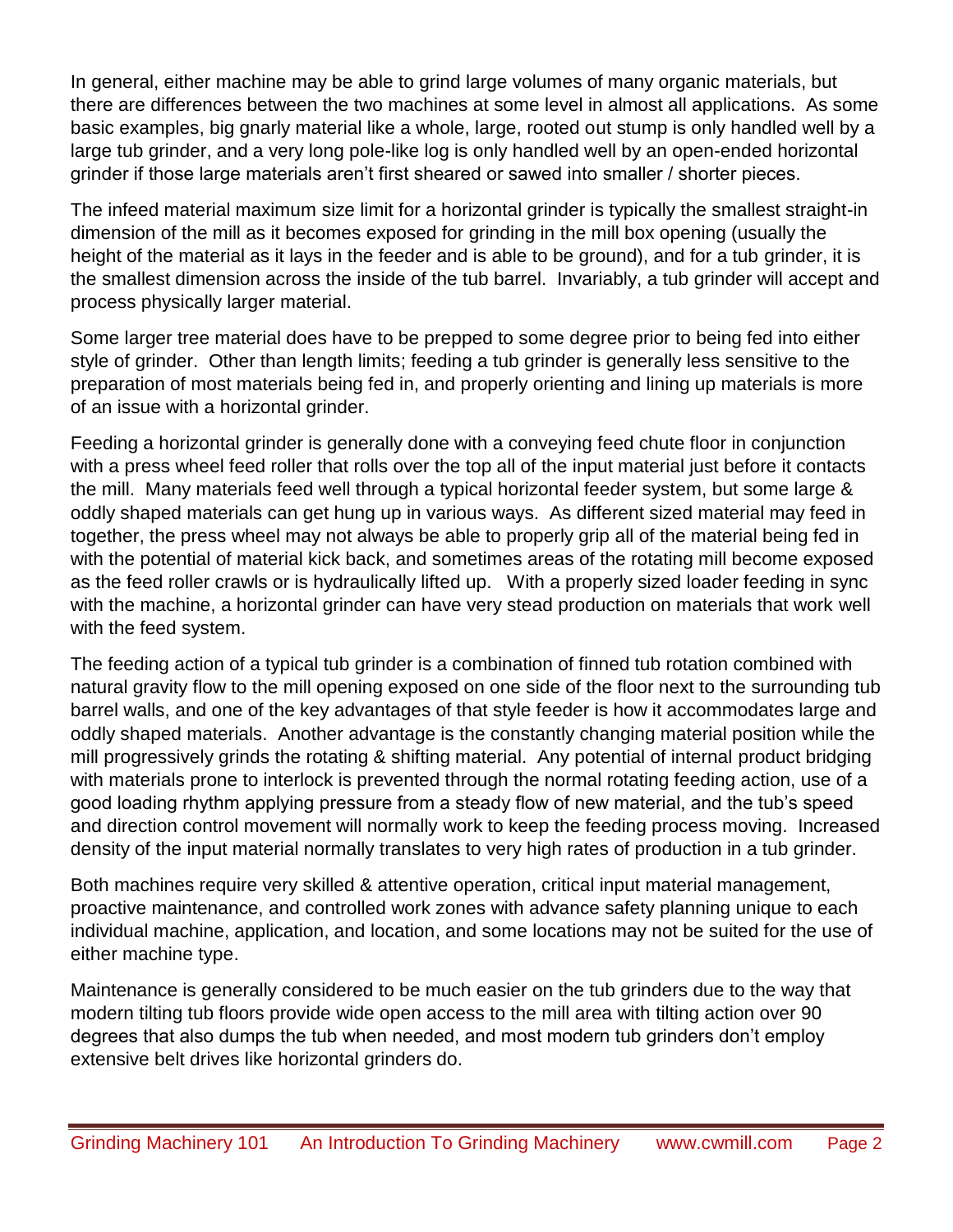In general, either machine may be able to grind large volumes of many organic materials, but there are differences between the two machines at some level in almost all applications. As some basic examples, big gnarly material like a whole, large, rooted out stump is only handled well by a large tub grinder, and a very long pole-like log is only handled well by an open-ended horizontal grinder if those large materials aren't first sheared or sawed into smaller / shorter pieces.

The infeed material maximum size limit for a horizontal grinder is typically the smallest straight-in dimension of the mill as it becomes exposed for grinding in the mill box opening (usually the height of the material as it lays in the feeder and is able to be ground), and for a tub grinder, it is the smallest dimension across the inside of the tub barrel. Invariably, a tub grinder will accept and process physically larger material.

Some larger tree material does have to be prepped to some degree prior to being fed into either style of grinder. Other than length limits; feeding a tub grinder is generally less sensitive to the preparation of most materials being fed in, and properly orienting and lining up materials is more of an issue with a horizontal grinder.

Feeding a horizontal grinder is generally done with a conveying feed chute floor in conjunction with a press wheel feed roller that rolls over the top all of the input material just before it contacts the mill. Many materials feed well through a typical horizontal feeder system, but some large & oddly shaped materials can get hung up in various ways. As different sized material may feed in together, the press wheel may not always be able to properly grip all of the material being fed in with the potential of material kick back, and sometimes areas of the rotating mill become exposed as the feed roller crawls or is hydraulically lifted up. With a properly sized loader feeding in sync with the machine, a horizontal grinder can have very stead production on materials that work well with the feed system.

The feeding action of a typical tub grinder is a combination of finned tub rotation combined with natural gravity flow to the mill opening exposed on one side of the floor next to the surrounding tub barrel walls, and one of the key advantages of that style feeder is how it accommodates large and oddly shaped materials. Another advantage is the constantly changing material position while the mill progressively grinds the rotating & shifting material. Any potential of internal product bridging with materials prone to interlock is prevented through the normal rotating feeding action, use of a good loading rhythm applying pressure from a steady flow of new material, and the tub's speed and direction control movement will normally work to keep the feeding process moving. Increased density of the input material normally translates to very high rates of production in a tub grinder.

Both machines require very skilled & attentive operation, critical input material management, proactive maintenance, and controlled work zones with advance safety planning unique to each individual machine, application, and location, and some locations may not be suited for the use of either machine type.

Maintenance is generally considered to be much easier on the tub grinders due to the way that modern tilting tub floors provide wide open access to the mill area with tilting action over 90 degrees that also dumps the tub when needed, and most modern tub grinders don't employ extensive belt drives like horizontal grinders do.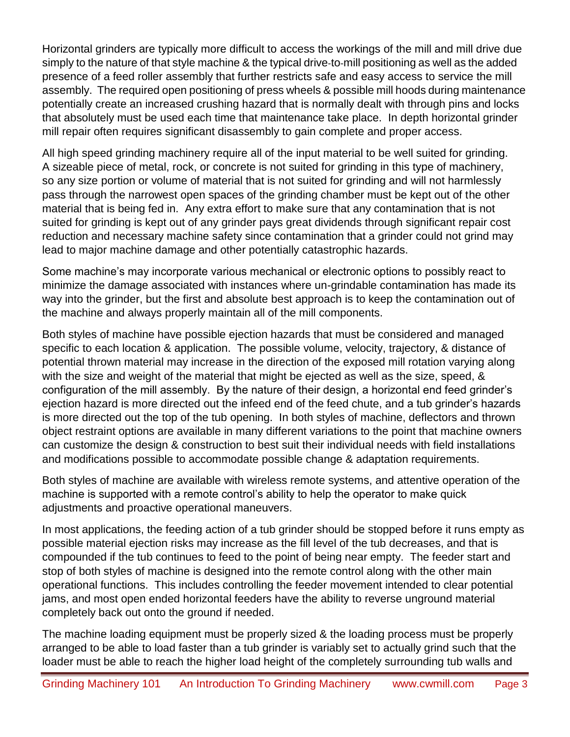Horizontal grinders are typically more difficult to access the workings of the mill and mill drive due simply to the nature of that style machine & the typical drive-to-mill positioning as well as the added presence of a feed roller assembly that further restricts safe and easy access to service the mill assembly. The required open positioning of press wheels & possible mill hoods during maintenance potentially create an increased crushing hazard that is normally dealt with through pins and locks that absolutely must be used each time that maintenance take place. In depth horizontal grinder mill repair often requires significant disassembly to gain complete and proper access.

All high speed grinding machinery require all of the input material to be well suited for grinding. A sizeable piece of metal, rock, or concrete is not suited for grinding in this type of machinery, so any size portion or volume of material that is not suited for grinding and will not harmlessly pass through the narrowest open spaces of the grinding chamber must be kept out of the other material that is being fed in. Any extra effort to make sure that any contamination that is not suited for grinding is kept out of any grinder pays great dividends through significant repair cost reduction and necessary machine safety since contamination that a grinder could not grind may lead to major machine damage and other potentially catastrophic hazards.

Some machine's may incorporate various mechanical or electronic options to possibly react to minimize the damage associated with instances where un-grindable contamination has made its way into the grinder, but the first and absolute best approach is to keep the contamination out of the machine and always properly maintain all of the mill components.

Both styles of machine have possible ejection hazards that must be considered and managed specific to each location & application. The possible volume, velocity, trajectory, & distance of potential thrown material may increase in the direction of the exposed mill rotation varying along with the size and weight of the material that might be ejected as well as the size, speed, & configuration of the mill assembly. By the nature of their design, a horizontal end feed grinder's ejection hazard is more directed out the infeed end of the feed chute, and a tub grinder's hazards is more directed out the top of the tub opening. In both styles of machine, deflectors and thrown object restraint options are available in many different variations to the point that machine owners can customize the design & construction to best suit their individual needs with field installations and modifications possible to accommodate possible change & adaptation requirements.

Both styles of machine are available with wireless remote systems, and attentive operation of the machine is supported with a remote control's ability to help the operator to make quick adjustments and proactive operational maneuvers.

In most applications, the feeding action of a tub grinder should be stopped before it runs empty as possible material ejection risks may increase as the fill level of the tub decreases, and that is compounded if the tub continues to feed to the point of being near empty. The feeder start and stop of both styles of machine is designed into the remote control along with the other main operational functions. This includes controlling the feeder movement intended to clear potential jams, and most open ended horizontal feeders have the ability to reverse unground material completely back out onto the ground if needed.

The machine loading equipment must be properly sized & the loading process must be properly arranged to be able to load faster than a tub grinder is variably set to actually grind such that the loader must be able to reach the higher load height of the completely surrounding tub walls and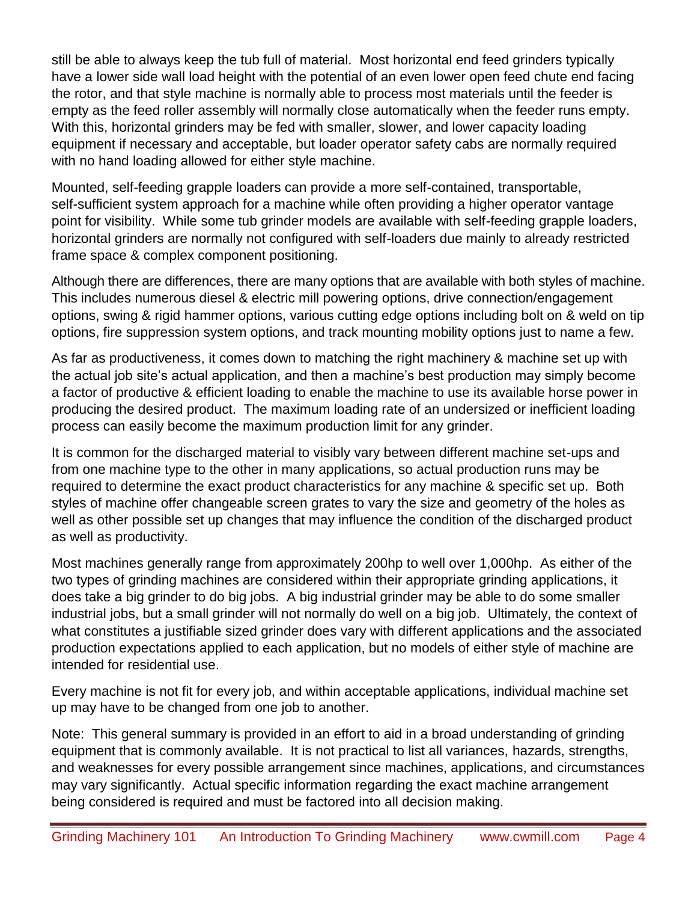still be able to always keep the tub full of material. Most horizontal end feed grinders typically have a lower side wall load height with the potential of an even lower open feed chute end facing the rotor, and that style machine is normally able to process most materials until the feeder is empty as the feed roller assembly will normally close automatically when the feeder runs empty. With this, horizontal grinders may be fed with smaller, slower, and lower capacity loading equipment if necessary and acceptable, but loader operator safety cabs are normally required with no hand loading allowed for either style machine.

Mounted, self-feeding grapple loaders can provide a more self-contained, transportable, self-sufficient system approach for a machine while often providing a higher operator vantage point for visibility. While some tub grinder models are available with self-feeding grapple loaders, horizontal grinders are normally not configured with self-loaders due mainly to already restricted frame space & complex component positioning.

Although there are differences, there are many options that are available with both styles of machine. This includes numerous diesel & electric mill powering options, drive connection/engagement options, swing & rigid hammer options, various cutting edge options including bolt on & weld on tip options, fire suppression system options, and track mounting mobility options just to name a few.

As far as productiveness, it comes down to matching the right machinery & machine set up with the actual job site's actual application, and then a machine's best production may simply become a factor of productive & efficient loading to enable the machine to use its available horse power in producing the desired product. The maximum loading rate of an undersized or inefficient loading process can easily become the maximum production limit for any grinder.

It is common for the discharged material to visibly vary between different machine set-ups and from one machine type to the other in many applications, so actual production runs may be required to determine the exact product characteristics for any machine & specific set up. Both styles of machine offer changeable screen grates to vary the size and geometry of the holes as well as other possible set up changes that may influence the condition of the discharged product as well as productivity.

Most machines generally range from approximately 200hp to well over 1,000hp. As either of the two types of grinding machines are considered within their appropriate grinding applications, it does take a big grinder to do big jobs. A big industrial grinder may be able to do some smaller industrial jobs, but a small grinder will not normally do well on a big job. Ultimately, the context of what constitutes a justifiable sized grinder does vary with different applications and the associated production expectations applied to each application, but no models of either style of machine are intended for residential use.

Every machine is not fit for every job, and within acceptable applications, individual machine set up may have to be changed from one job to another.

Note: This general summary is provided in an effort to aid in a broad understanding of grinding equipment that is commonly available. It is not practical to list all variances, hazards, strengths, and weaknesses for every possible arrangement since machines, applications, and circumstances may vary significantly. Actual specific information regarding the exact machine arrangement being considered is required and must be factored into all decision making.